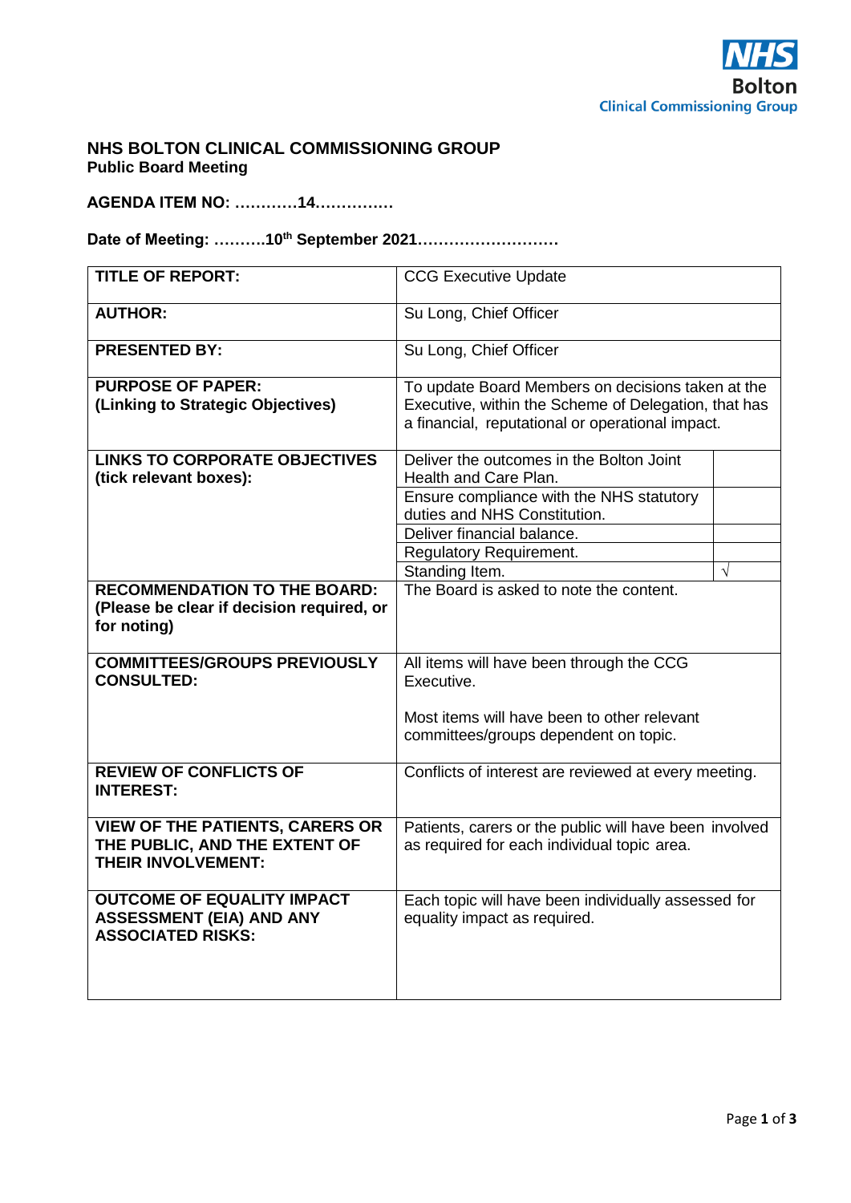NHS Bolton Clinical Commissioning Group

# NHS BOLTON CLINICAL COMMISSIONING GROUP
**Public Board Meeting**

**AGENDA ITEM NO: …………14……………**

**Date of Meeting: ……….10th September 2021………………………**

| | | |
|---|---|---|
| **TITLE OF REPORT:** | CCG Executive Update | |
| **AUTHOR:** | Su Long, Chief Officer | |
| **PRESENTED BY:** | Su Long, Chief Officer | |
| **PURPOSE OF PAPER: (Linking to Strategic Objectives)** | To update Board Members on decisions taken at the Executive, within the Scheme of Delegation, that has a financial, reputational or operational impact. | |
| **LINKS TO CORPORATE OBJECTIVES (tick relevant boxes):** | Deliver the outcomes in the Bolton Joint Health and Care Plan. | |
| | Ensure compliance with the NHS statutory duties and NHS Constitution. | |
| | Deliver financial balance. | |
| | Regulatory Requirement. | |
| | Standing Item. | √ |
| **RECOMMENDATION TO THE BOARD: (Please be clear if decision required, or for noting)** | The Board is asked to note the content. | |
| **COMMITTEES/GROUPS PREVIOUSLY CONSULTED:** | All items will have been through the CCG Executive.<br><br>Most items will have been to other relevant committees/groups dependent on topic. | |
| **REVIEW OF CONFLICTS OF INTEREST:** | Conflicts of interest are reviewed at every meeting. | |
| **VIEW OF THE PATIENTS, CARERS OR THE PUBLIC, AND THE EXTENT OF THEIR INVOLVEMENT:** | Patients, carers or the public will have been involved as required for each individual topic area. | |
| **OUTCOME OF EQUALITY IMPACT ASSESSMENT (EIA) AND ANY ASSOCIATED RISKS:** | Each topic will have been individually assessed for equality impact as required. | |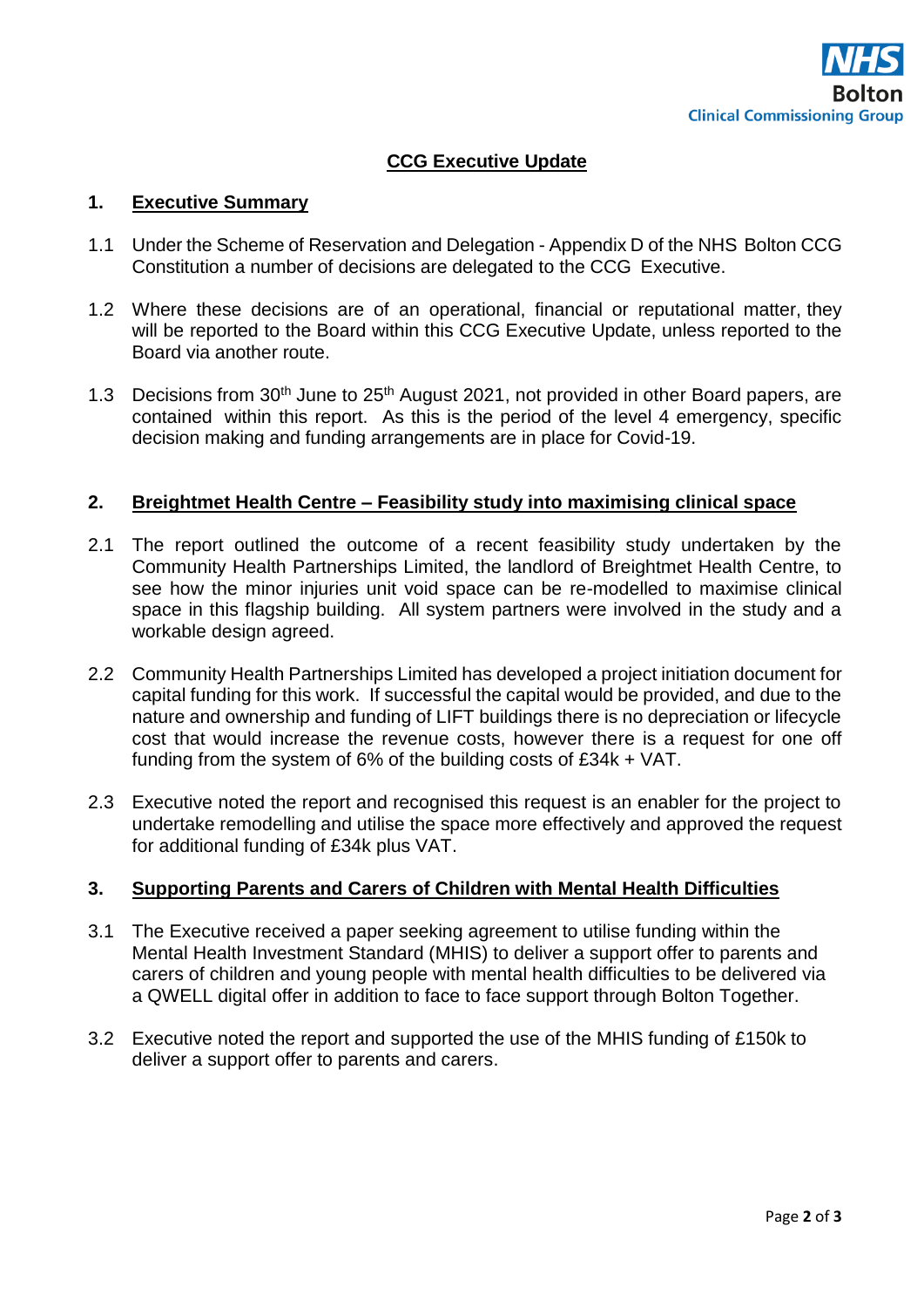# CCG Executive Update

## 1. Executive Summary

1.1 Under the Scheme of Reservation and Delegation - Appendix D of the NHS Bolton CCG Constitution a number of decisions are delegated to the CCG Executive.

1.2 Where these decisions are of an operational, financial or reputational matter, they will be reported to the Board within this CCG Executive Update, unless reported to the Board via another route.

1.3 Decisions from 30th June to 25th August 2021, not provided in other Board papers, are contained within this report. As this is the period of the level 4 emergency, specific decision making and funding arrangements are in place for Covid-19.

## 2. Breightmet Health Centre – Feasibility study into maximising clinical space

2.1 The report outlined the outcome of a recent feasibility study undertaken by the Community Health Partnerships Limited, the landlord of Breightmet Health Centre, to see how the minor injuries unit void space can be re-modelled to maximise clinical space in this flagship building. All system partners were involved in the study and a workable design agreed.

2.2 Community Health Partnerships Limited has developed a project initiation document for capital funding for this work. If successful the capital would be provided, and due to the nature and ownership and funding of LIFT buildings there is no depreciation or lifecycle cost that would increase the revenue costs, however there is a request for one off funding from the system of 6% of the building costs of £34k + VAT.

2.3 Executive noted the report and recognised this request is an enabler for the project to undertake remodelling and utilise the space more effectively and approved the request for additional funding of £34k plus VAT.

## 3. Supporting Parents and Carers of Children with Mental Health Difficulties

3.1 The Executive received a paper seeking agreement to utilise funding within the Mental Health Investment Standard (MHIS) to deliver a support offer to parents and carers of children and young people with mental health difficulties to be delivered via a QWELL digital offer in addition to face to face support through Bolton Together.

3.2 Executive noted the report and supported the use of the MHIS funding of £150k to deliver a support offer to parents and carers.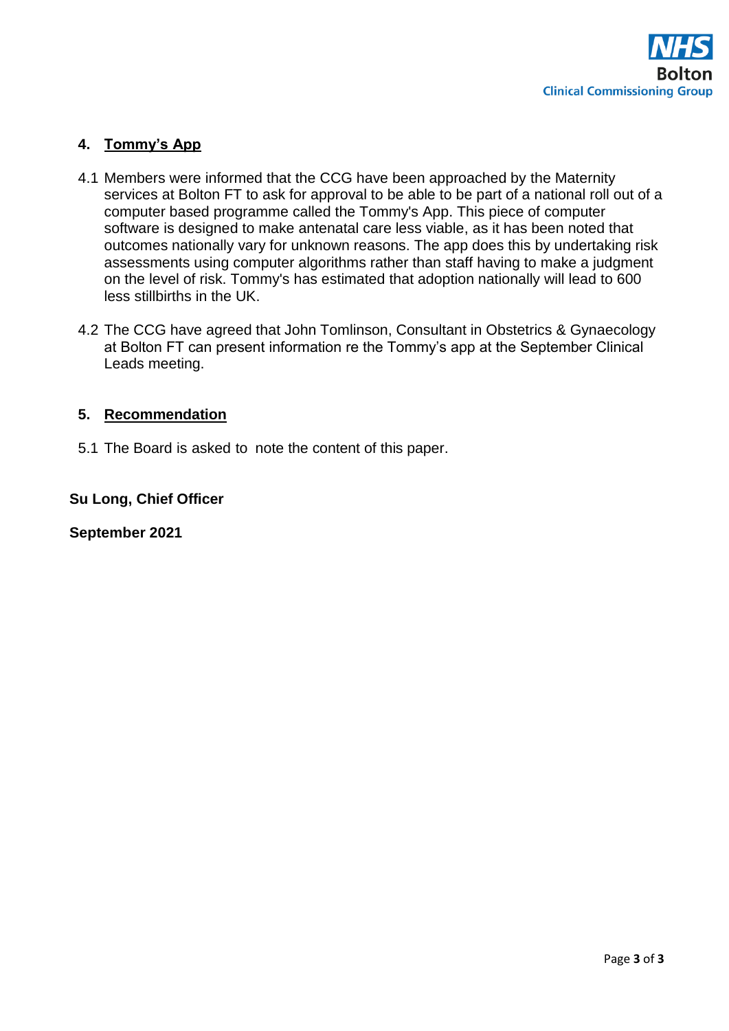## 4. Tommy's App

4.1 Members were informed that the CCG have been approached by the Maternity services at Bolton FT to ask for approval to be able to be part of a national roll out of a computer based programme called the Tommy's App. This piece of computer software is designed to make antenatal care less viable, as it has been noted that outcomes nationally vary for unknown reasons. The app does this by undertaking risk assessments using computer algorithms rather than staff having to make a judgment on the level of risk. Tommy's has estimated that adoption nationally will lead to 600 less stillbirths in the UK.

4.2 The CCG have agreed that John Tomlinson, Consultant in Obstetrics & Gynaecology at Bolton FT can present information re the Tommy's app at the September Clinical Leads meeting.

## 5. Recommendation

5.1 The Board is asked to note the content of this paper.

**Su Long, Chief Officer**

**September 2021**